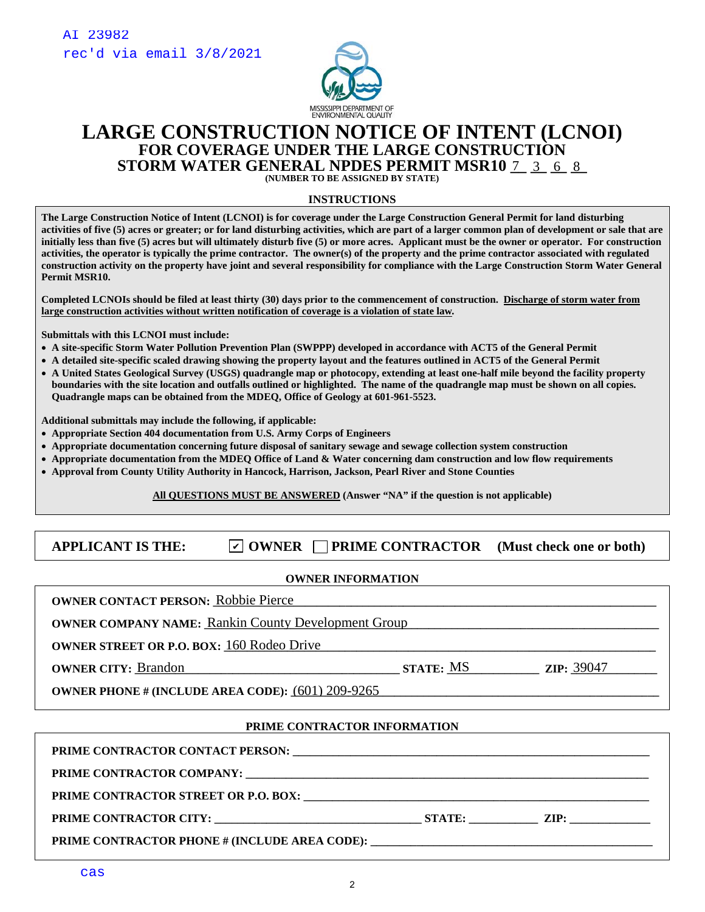AI 23982
rec'd via email 3/8/2021

MISSISSIPPI DEPARTMENT OF ENVIRONMENTAL QUALITY

# LARGE CONSTRUCTION NOTICE OF INTENT (LCNOI)
## FOR COVERAGE UNDER THE LARGE CONSTRUCTION STORM WATER GENERAL NPDES PERMIT MSR10 7 3 6 8

**(NUMBER TO BE ASSIGNED BY STATE)**

### INSTRUCTIONS

**The Large Construction Notice of Intent (LCNOI) is for coverage under the Large Construction General Permit for land disturbing activities of five (5) acres or greater; or for land disturbing activities, which are part of a larger common plan of development or sale that are initially less than five (5) acres but will ultimately disturb five (5) or more acres. Applicant must be the owner or operator. For construction activities, the operator is typically the prime contractor. The owner(s) of the property and the prime contractor associated with regulated construction activity on the property have joint and several responsibility for compliance with the Large Construction Storm Water General Permit MSR10.**

**Completed LCNOIs should be filed at least thirty (30) days prior to the commencement of construction. Discharge of storm water from large construction activities without written notification of coverage is a violation of state law.**

**Submittals with this LCNOI must include:**

- **A site-specific Storm Water Pollution Prevention Plan (SWPPP) developed in accordance with ACT5 of the General Permit**
- **A detailed site-specific scaled drawing showing the property layout and the features outlined in ACT5 of the General Permit**
- **A United States Geological Survey (USGS) quadrangle map or photocopy, extending at least one-half mile beyond the facility property boundaries with the site location and outfalls outlined or highlighted. The name of the quadrangle map must be shown on all copies. Quadrangle maps can be obtained from the MDEQ, Office of Geology at 601-961-5523.**

**Additional submittals may include the following, if applicable:**

- **Appropriate Section 404 documentation from U.S. Army Corps of Engineers**
- **Appropriate documentation concerning future disposal of sanitary sewage and sewage collection system construction**
- **Appropriate documentation from the MDEQ Office of Land & Water concerning dam construction and low flow requirements**
- **Approval from County Utility Authority in Hancock, Harrison, Jackson, Pearl River and Stone Counties**

**All QUESTIONS MUST BE ANSWERED (Answer "NA" if the question is not applicable)**

**APPLICANT IS THE:** ☑ **OWNER** ☐ **PRIME CONTRACTOR** **(Must check one or both)**

### OWNER INFORMATION

**OWNER CONTACT PERSON:** Robbie Pierce

**OWNER COMPANY NAME:** Rankin County Development Group

**OWNER STREET OR P.O. BOX:** 160 Rodeo Drive

**OWNER CITY:** Brandon **STATE:** MS **ZIP:** 39047

**OWNER PHONE # (INCLUDE AREA CODE):** (601) 209-9265

### PRIME CONTRACTOR INFORMATION

**PRIME CONTRACTOR CONTACT PERSON:** ______

**PRIME CONTRACTOR COMPANY:** ______

**PRIME CONTRACTOR STREET OR P.O. BOX:** ______

**PRIME CONTRACTOR CITY:** ______ **STATE:** ______ **ZIP:** ______

**PRIME CONTRACTOR PHONE # (INCLUDE AREA CODE):** ______

cas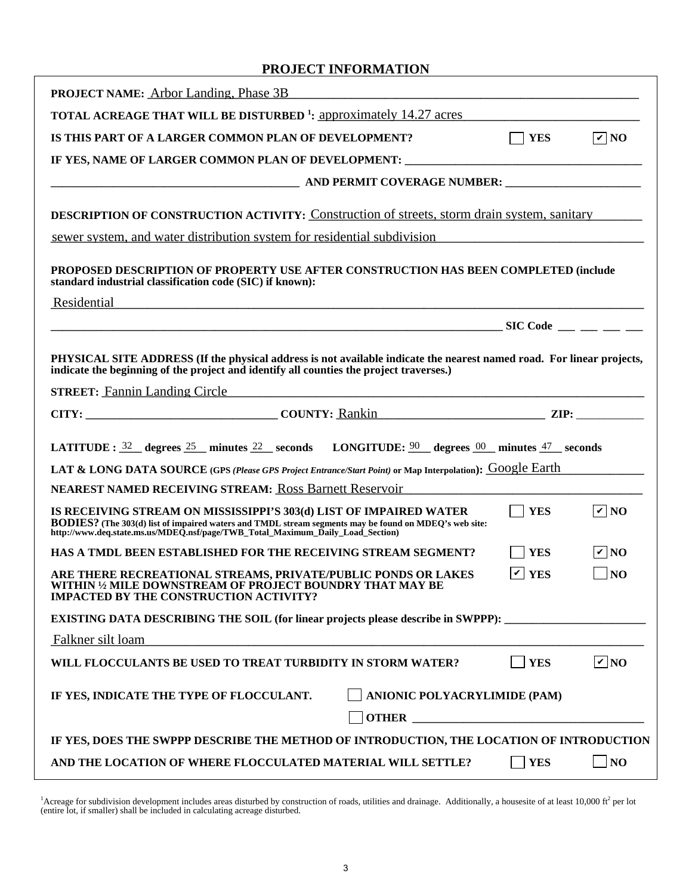## PROJECT INFORMATION

**PROJECT NAME:** Arbor Landing, Phase 3B

**TOTAL ACREAGE THAT WILL BE DISTURBED [1]:** approximately 14.27 acres

**IS THIS PART OF A LARGER COMMON PLAN OF DEVELOPMENT?** ☐ YES ☑ NO

**IF YES, NAME OF LARGER COMMON PLAN OF DEVELOPMENT:** ______________________________

______________________________ **AND PERMIT COVERAGE NUMBER:** ______________________________

**DESCRIPTION OF CONSTRUCTION ACTIVITY:** Construction of streets, storm drain system, sanitary sewer system, and water distribution system for residential subdivision

**PROPOSED DESCRIPTION OF PROPERTY USE AFTER CONSTRUCTION HAS BEEN COMPLETED (include standard industrial classification code (SIC) if known):**

Residential

______________________________ **SIC Code** ___ ___ ___ ___

**PHYSICAL SITE ADDRESS (If the physical address is not available indicate the nearest named road. For linear projects, indicate the beginning of the project and identify all counties the project traverses.)**

**STREET:** Fannin Landing Circle

**CITY:** ______________________________ **COUNTY:** Rankin **ZIP:** ___________

**LATITUDE :** 32 **degrees** 25 **minutes** 22 **seconds** **LONGITUDE:** 90 **degrees** 00 **minutes** 47 **seconds**

**LAT & LONG DATA SOURCE (GPS *(Please GPS Project Entrance/Start Point)* or Map Interpolation):** Google Earth

**NEAREST NAMED RECEIVING STREAM:** Ross Barnett Reservoir

**IS RECEIVING STREAM ON MISSISSIPPI'S 303(d) LIST OF IMPAIRED WATER BODIES? (The 303(d) list of impaired waters and TMDL stream segments may be found on MDEQ's web site: http://www.deq.state.ms.us/MDEQ.nsf/page/TWB_Total_Maximum_Daily_Load_Section)** ☐ YES ☑ NO

**HAS A TMDL BEEN ESTABLISHED FOR THE RECEIVING STREAM SEGMENT?** ☐ YES ☑ NO

**ARE THERE RECREATIONAL STREAMS, PRIVATE/PUBLIC PONDS OR LAKES WITHIN ½ MILE DOWNSTREAM OF PROJECT BOUNDRY THAT MAY BE IMPACTED BY THE CONSTRUCTION ACTIVITY?** ☑ YES ☐ NO

**EXISTING DATA DESCRIBING THE SOIL (for linear projects please describe in SWPPP):** ______________________________

Falkner silt loam

**WILL FLOCCULANTS BE USED TO TREAT TURBIDITY IN STORM WATER?** ☐ YES ☑ NO

**IF YES, INDICATE THE TYPE OF FLOCCULANT.** ☐ **ANIONIC POLYACRYLIMIDE (PAM)**

☐ **OTHER** ______________________________

**IF YES, DOES THE SWPPP DESCRIBE THE METHOD OF INTRODUCTION, THE LOCATION OF INTRODUCTION AND THE LOCATION OF WHERE FLOCCULATED MATERIAL WILL SETTLE?** ☐ YES ☐ NO

[1]Acreage for subdivision development includes areas disturbed by construction of roads, utilities and drainage. Additionally, a housesite of at least 10,000 $ft^2$ per lot (entire lot, if smaller) shall be included in calculating acreage disturbed.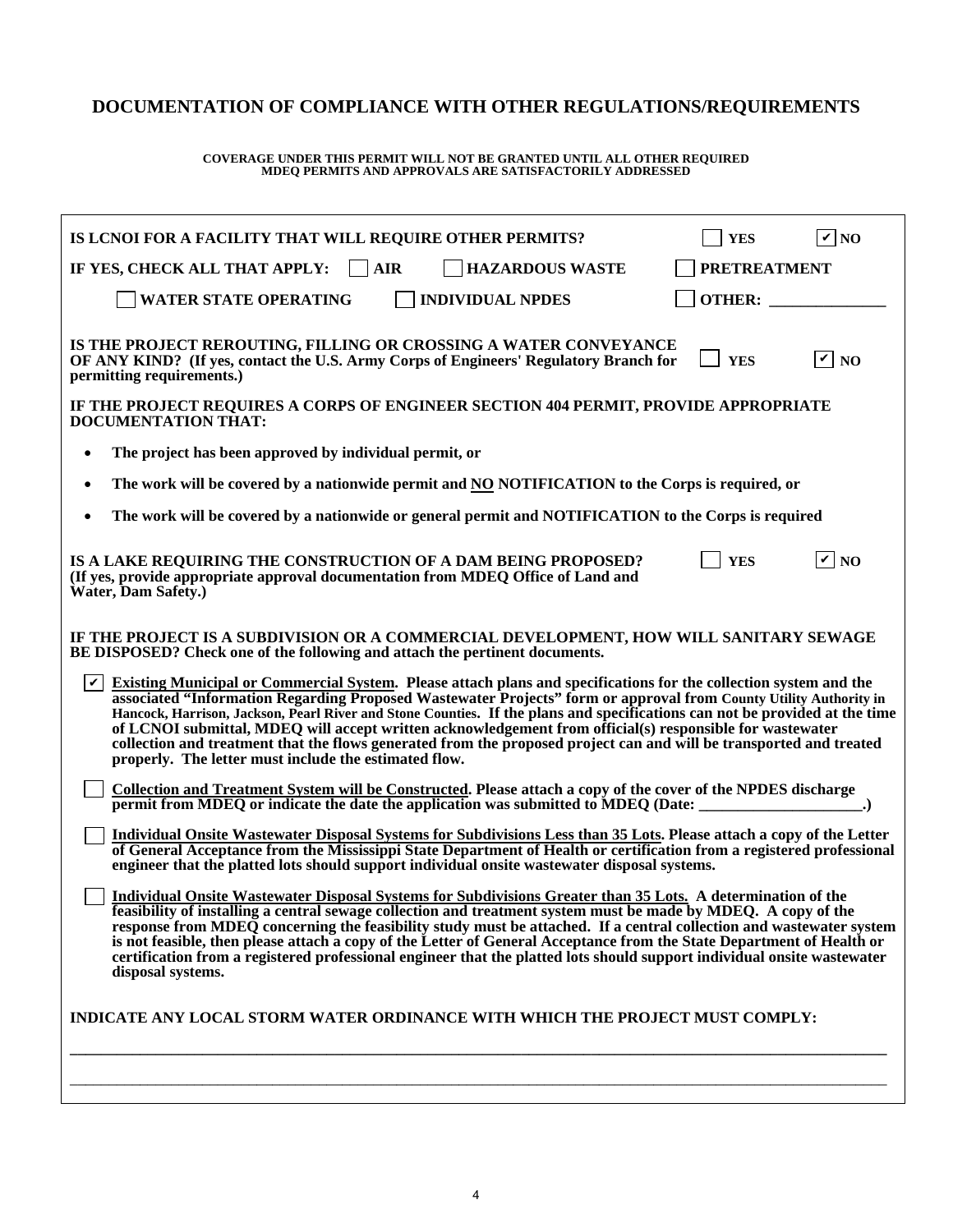# DOCUMENTATION OF COMPLIANCE WITH OTHER REGULATIONS/REQUIREMENTS

**COVERAGE UNDER THIS PERMIT WILL NOT BE GRANTED UNTIL ALL OTHER REQUIRED MDEQ PERMITS AND APPROVALS ARE SATISFACTORILY ADDRESSED**

**IS LCNOI FOR A FACILITY THAT WILL REQUIRE OTHER PERMITS?** ☐ **YES** ☑ **NO**

**IF YES, CHECK ALL THAT APPLY:** ☐ **AIR** ☐ **HAZARDOUS WASTE** ☐ **PRETREATMENT**

☐ **WATER STATE OPERATING** ☐ **INDIVIDUAL NPDES** ☐ **OTHER: _______________**

**IS THE PROJECT REROUTING, FILLING OR CROSSING A WATER CONVEYANCE OF ANY KIND? (If yes, contact the U.S. Army Corps of Engineers' Regulatory Branch for permitting requirements.)** ☐ **YES** ☑ **NO**

**IF THE PROJECT REQUIRES A CORPS OF ENGINEER SECTION 404 PERMIT, PROVIDE APPROPRIATE DOCUMENTATION THAT:**

- **The project has been approved by individual permit, or**
- **The work will be covered by a nationwide permit and <u>NO</u> NOTIFICATION to the Corps is required, or**
- **The work will be covered by a nationwide or general permit and NOTIFICATION to the Corps is required**

**IS A LAKE REQUIRING THE CONSTRUCTION OF A DAM BEING PROPOSED? (If yes, provide appropriate approval documentation from MDEQ Office of Land and Water, Dam Safety.)** ☐ **YES** ☑ **NO**

**IF THE PROJECT IS A SUBDIVISION OR A COMMERCIAL DEVELOPMENT, HOW WILL SANITARY SEWAGE BE DISPOSED? Check one of the following and attach the pertinent documents.**

☑ **<u>Existing Municipal or Commercial System</u>. Please attach plans and specifications for the collection system and the associated "Information Regarding Proposed Wastewater Projects" form or approval from County Utility Authority in Hancock, Harrison, Jackson, Pearl River and Stone Counties. If the plans and specifications can not be provided at the time of LCNOI submittal, MDEQ will accept written acknowledgement from official(s) responsible for wastewater collection and treatment that the flows generated from the proposed project can and will be transported and treated properly. The letter must include the estimated flow.**

☐ **<u>Collection and Treatment System will be Constructed</u>. Please attach a copy of the cover of the NPDES discharge permit from MDEQ or indicate the date the application was submitted to MDEQ (Date: _____________________.)**

☐ **<u>Individual Onsite Wastewater Disposal Systems for Subdivisions Less than 35 Lots</u>. Please attach a copy of the Letter of General Acceptance from the Mississippi State Department of Health or certification from a registered professional engineer that the platted lots should support individual onsite wastewater disposal systems.**

☐ **<u>Individual Onsite Wastewater Disposal Systems for Subdivisions Greater than 35 Lots</u>. A determination of the feasibility of installing a central sewage collection and treatment system must be made by MDEQ. A copy of the response from MDEQ concerning the feasibility study must be attached. If a central collection and wastewater system is not feasible, then please attach a copy of the Letter of General Acceptance from the State Department of Health or certification from a registered professional engineer that the platted lots should support individual onsite wastewater disposal systems.**

**INDICATE ANY LOCAL STORM WATER ORDINANCE WITH WHICH THE PROJECT MUST COMPLY:**

_____________________________________________________________________________

_____________________________________________________________________________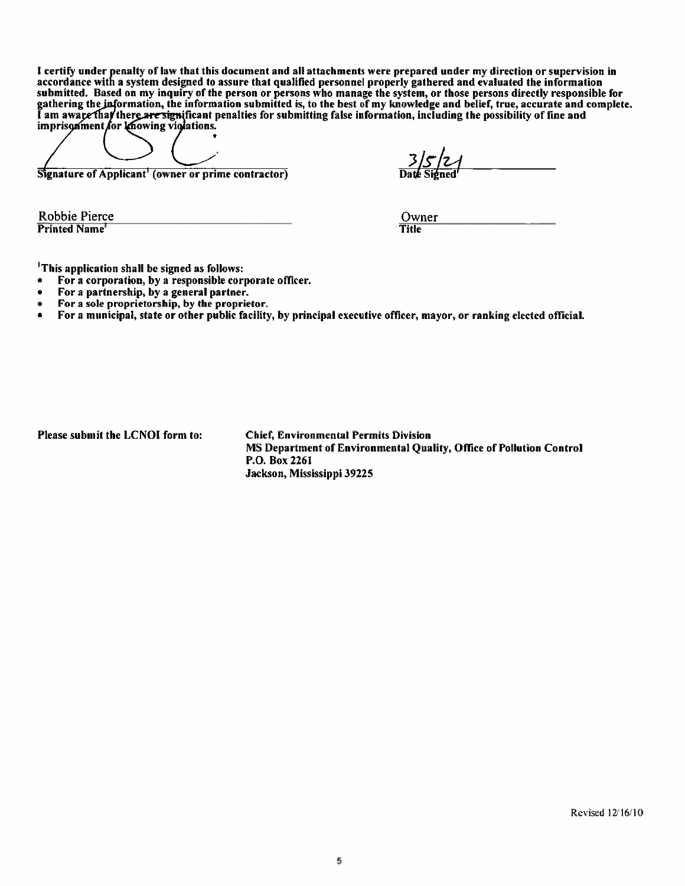**I certify under penalty of law that this document and all attachments were prepared under my direction or supervision in accordance with a system designed to assure that qualified personnel properly gathered and evaluated the information submitted. Based on my inquiry of the person or persons who manage the system, or those persons directly responsible for gathering the information, the information submitted is, to the best of my knowledge and belief, true, accurate and complete. I am aware that there are significant penalties for submitting false information, including the possibility of fine and imprisonment for knowing violations.**

**Signature of Applicant[1] (owner or prime contractor)** — 3/5/21 **Date Signed[1]**

Robbie Pierce
**Printed Name[1]**

Owner
**Title**

**[1]This application shall be signed as follows:**

- **For a corporation, by a responsible corporate officer.**
- **For a partnership, by a general partner.**
- **For a sole proprietorship, by the proprietor.**
- **For a municipal, state or other public facility, by principal executive officer, mayor, or ranking elected official.**

**Please submit the LCNOI form to:**

**Chief, Environmental Permits Division**
**MS Department of Environmental Quality, Office of Pollution Control**
**P.O. Box 2261**
**Jackson, Mississippi 39225**

Revised 12/16/10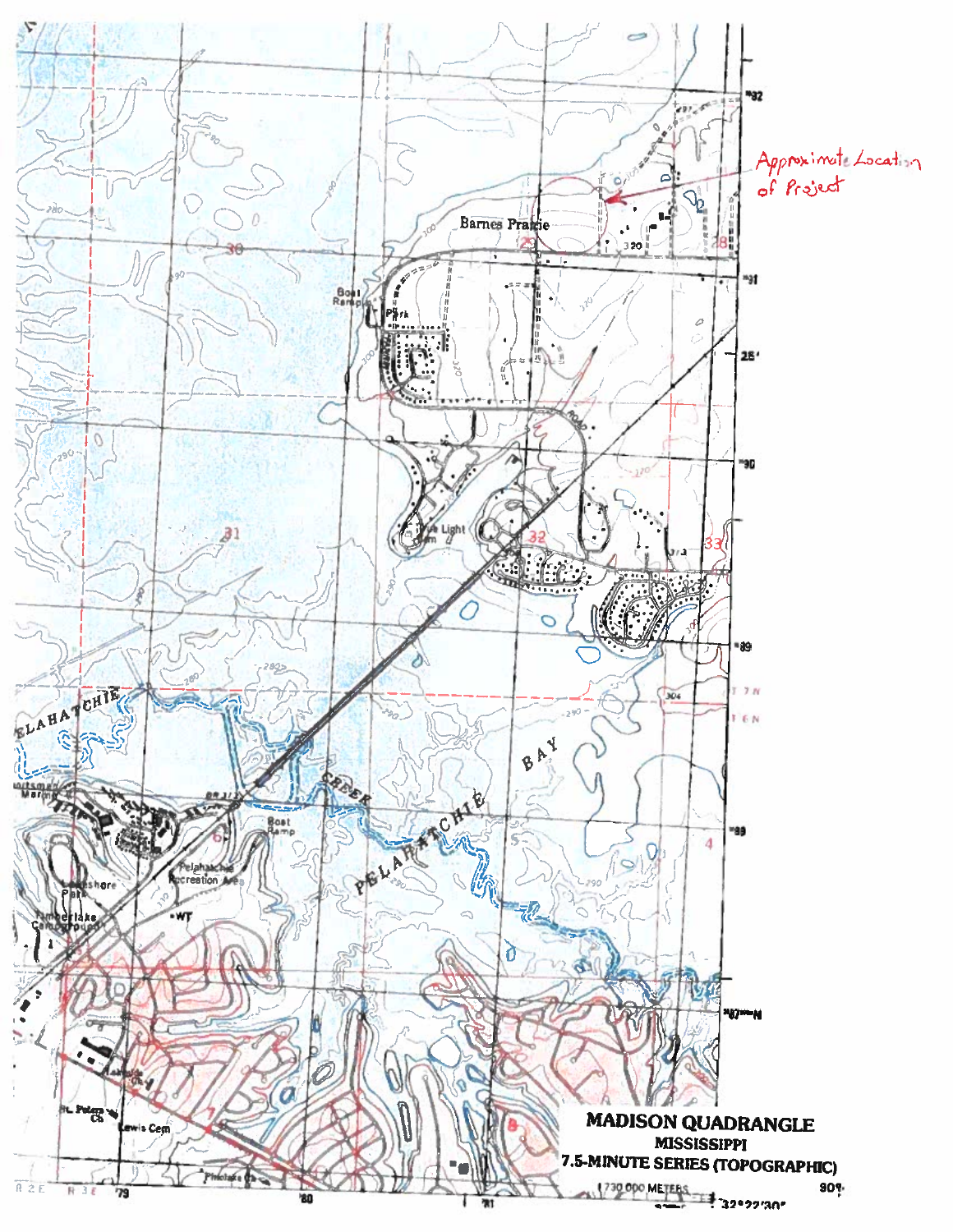Approximate Location of Project

Barnes Prairie

Boat Ramp

Park

Blue Light Cam

ROAD

PELAHATCHIE CREEK

PELAHATCHIE BAY

Boat Ramp

Pelahatchie Recreation Area

Lakeshore Park

Timberlake Campground

WT

Sportsman Marina

Lakeside Ch

St. Peters Ch

Lewis Cem

Pinelake Ch

29

28

30

31

32

33

4

6

8

290

280

300

320

T 7 N

T 6 N

R 2 E

R 3 E

79

80

81

32

31

25'

30

89

88

87 N

# MADISON QUADRANGLE

MISSISSIPPI

7.5-MINUTE SERIES (TOPOGRAPHIC)

1 730 000 METERS

90°

32°22'30"